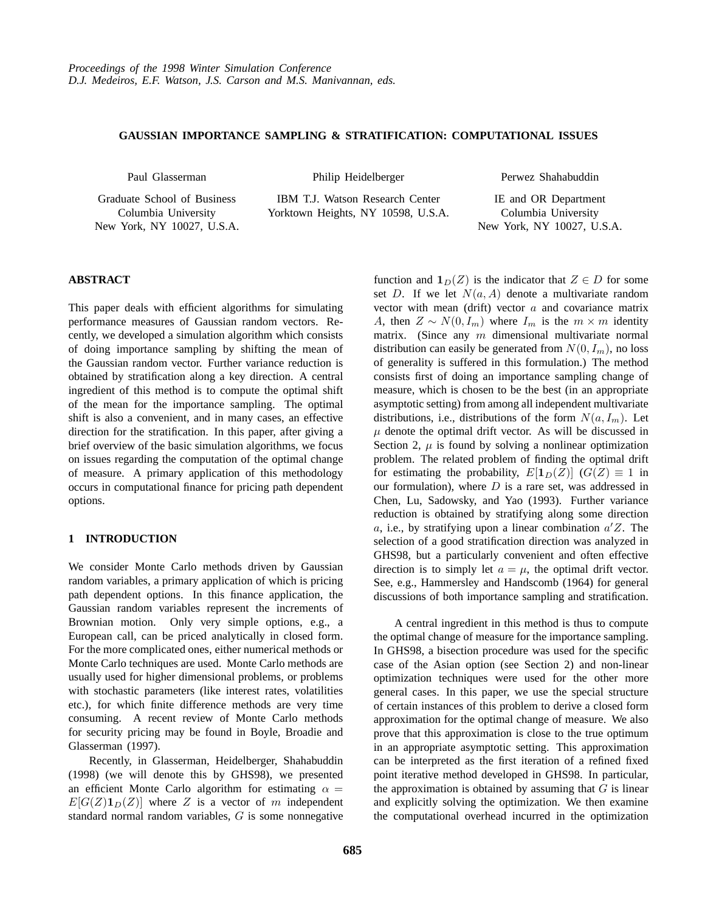# GAUSSIAN IMPORTANCE SAMPLING & STRATIFICATION: COMPUTATIONAL ISSUES

Paul Glasserman
Graduate School of Business
Columbia University
New York, NY 10027, U.S.A.

Philip Heidelberger
IBM T.J. Watson Research Center
Yorktown Heights, NY 10598, U.S.A.

Perwez Shahabuddin
IE and OR Department
Columbia University
New York, NY 10027, U.S.A.

## ABSTRACT

This paper deals with efficient algorithms for simulating performance measures of Gaussian random vectors. Recently, we developed a simulation algorithm which consists of doing importance sampling by shifting the mean of the Gaussian random vector. Further variance reduction is obtained by stratification along a key direction. A central ingredient of this method is to compute the optimal shift of the mean for the importance sampling. The optimal shift is also a convenient, and in many cases, an effective direction for the stratification. In this paper, after giving a brief overview of the basic simulation algorithms, we focus on issues regarding the computation of the optimal change of measure. A primary application of this methodology occurs in computational finance for pricing path dependent options.

## 1 INTRODUCTION

We consider Monte Carlo methods driven by Gaussian random variables, a primary application of which is pricing path dependent options. In this finance application, the Gaussian random variables represent the increments of Brownian motion. Only very simple options, e.g., a European call, can be priced analytically in closed form. For the more complicated ones, either numerical methods or Monte Carlo techniques are used. Monte Carlo methods are usually used for higher dimensional problems, or problems with stochastic parameters (like interest rates, volatilities etc.), for which finite difference methods are very time consuming. A recent review of Monte Carlo methods for security pricing may be found in Boyle, Broadie and Glasserman (1997).

Recently, in Glasserman, Heidelberger, Shahabuddin (1998) (we will denote this by GHS98), we presented an efficient Monte Carlo algorithm for estimating $\alpha = E[G(Z)\mathbf{1}_D(Z)]$ where $Z$ is a vector of $m$ independent standard normal random variables, $G$ is some nonnegative function and $\mathbf{1}_D(Z)$ is the indicator that $Z \in D$ for some set $D$. If we let $N(a, A)$ denote a multivariate random vector with mean (drift) vector $a$ and covariance matrix $A$, then $Z \sim N(0, I_m)$ where $I_m$ is the $m \times m$ identity matrix. (Since any $m$ dimensional multivariate normal distribution can easily be generated from $N(0, I_m)$, no loss of generality is suffered in this formulation.) The method consists first of doing an importance sampling change of measure, which is chosen to be the best (in an appropriate asymptotic setting) from among all independent multivariate distributions, i.e., distributions of the form $N(a, I_m)$. Let $\mu$ denote the optimal drift vector. As will be discussed in Section 2, $\mu$ is found by solving a nonlinear optimization problem. The related problem of finding the optimal drift for estimating the probability, $E[\mathbf{1}_D(Z)]$ ($G(Z) \equiv 1$ in our formulation), where $D$ is a rare set, was addressed in Chen, Lu, Sadowsky, and Yao (1993). Further variance reduction is obtained by stratifying along some direction $a$, i.e., by stratifying upon a linear combination $a'Z$. The selection of a good stratification direction was analyzed in GHS98, but a particularly convenient and often effective direction is to simply let $a = \mu$, the optimal drift vector. See, e.g., Hammersley and Handscomb (1964) for general discussions of both importance sampling and stratification.

A central ingredient in this method is thus to compute the optimal change of measure for the importance sampling. In GHS98, a bisection procedure was used for the specific case of the Asian option (see Section 2) and non-linear optimization techniques were used for the other more general cases. In this paper, we use the special structure of certain instances of this problem to derive a closed form approximation for the optimal change of measure. We also prove that this approximation is close to the true optimum in an appropriate asymptotic setting. This approximation can be interpreted as the first iteration of a refined fixed point iterative method developed in GHS98. In particular, the approximation is obtained by assuming that $G$ is linear and explicitly solving the optimization. We then examine the computational overhead incurred in the optimization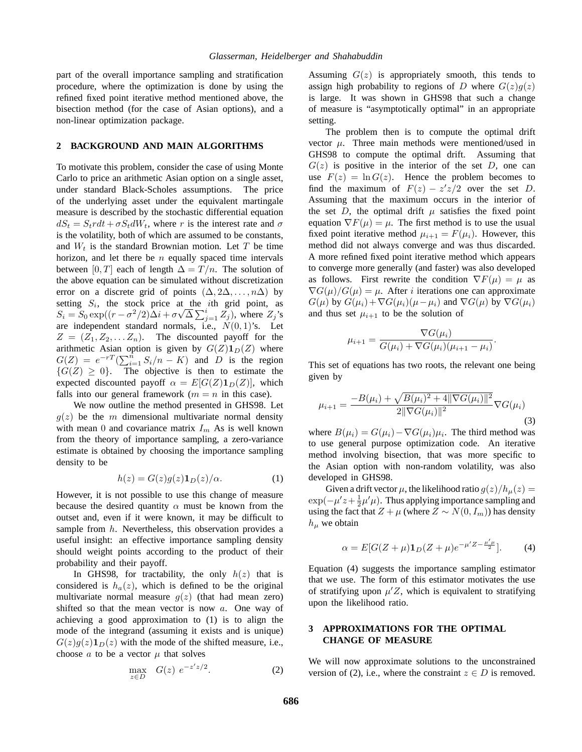part of the overall importance sampling and stratification procedure, where the optimization is done by using the refined fixed point iterative method mentioned above, the bisection method (for the case of Asian options), and a non-linear optimization package.

## 2 BACKGROUND AND MAIN ALGORITHMS

To motivate this problem, consider the case of using Monte Carlo to price an arithmetic Asian option on a single asset, under standard Black-Scholes assumptions. The price of the underlying asset under the equivalent martingale measure is described by the stochastic differential equation $dS_t = S_t r dt + \sigma S_t dW_t$, where $r$ is the interest rate and $\sigma$ is the volatility, both of which are assumed to be constants, and $W_t$ is the standard Brownian motion. Let $T$ be time horizon, and let there be $n$ equally spaced time intervals between $[0, T]$ each of length $\Delta = T/n$. The solution of the above equation can be simulated without discretization error on a discrete grid of points $(\Delta, 2\Delta, \ldots, n\Delta)$ by setting $S_i$, the stock price at the $i$th grid point, as $S_i = S_0 \exp((r - \sigma^2/2)\Delta i + \sigma\sqrt{\Delta}\sum_{j=1}^{i} Z_j)$, where $Z_j$'s are independent standard normals, i.e., $N(0,1)$'s. Let $Z = (Z_1, Z_2, \ldots Z_n)$. The discounted payoff for the arithmetic Asian option is given by $G(Z)\mathbf{1}_D(Z)$ where $G(Z) = e^{-rT}(\sum_{i=1}^{n} S_i/n - K)$ and $D$ is the region $\{G(Z) \geq 0\}$. The objective is then to estimate the expected discounted payoff $\alpha = E[G(Z)\mathbf{1}_D(Z)]$, which falls into our general framework ($m = n$ in this case).

We now outline the method presented in GHS98. Let $g(z)$ be the $m$ dimensional multivariate normal density with mean $0$ and covariance matrix $I_m$ As is well known from the theory of importance sampling, a zero-variance estimate is obtained by choosing the importance sampling density to be

$$h(z) = G(z)g(z)\mathbf{1}_D(z)/\alpha. \tag{1}$$

However, it is not possible to use this change of measure because the desired quantity $\alpha$ must be known from the outset and, even if it were known, it may be difficult to sample from $h$. Nevertheless, this observation provides a useful insight: an effective importance sampling density should weight points according to the product of their probability and their payoff.

In GHS98, for tractability, the only $h(z)$ that is considered is $h_a(z)$, which is defined to be the original multivariate normal measure $g(z)$ (that had mean zero) shifted so that the mean vector is now $a$. One way of achieving a good approximation to (1) is to align the mode of the integrand (assuming it exists and is unique) $G(z)g(z)\mathbf{1}_D(z)$ with the mode of the shifted measure, i.e., choose $a$ to be a vector $\mu$ that solves

$$\max_{z \in D} \quad G(z)\ e^{-z'z/2}. \tag{2}$$

Assuming $G(z)$ is appropriately smooth, this tends to assign high probability to regions of $D$ where $G(z)g(z)$ is large. It was shown in GHS98 that such a change of measure is "asymptotically optimal" in an appropriate setting.

The problem then is to compute the optimal drift vector $\mu$. Three main methods were mentioned/used in GHS98 to compute the optimal drift. Assuming that $G(z)$ is positive in the interior of the set $D$, one can use $F(z) = \ln G(z)$. Hence the problem becomes to find the maximum of $F(z) - z'z/2$ over the set $D$. Assuming that the maximum occurs in the interior of the set $D$, the optimal drift $\mu$ satisfies the fixed point equation $\nabla F(\mu) = \mu$. The first method is to use the usual fixed point iterative method $\mu_{i+1} = F(\mu_i)$. However, this method did not always converge and was thus discarded. A more refined fixed point iterative method which appears to converge more generally (and faster) was also developed as follows. First rewrite the condition $\nabla F(\mu) = \mu$ as $\nabla G(\mu)/G(\mu) = \mu$. After $i$ iterations one can approximate $G(\mu)$ by $G(\mu_i) + \nabla G(\mu_i)(\mu - \mu_i)$ and $\nabla G(\mu)$ by $\nabla G(\mu_i)$ and thus set $\mu_{i+1}$ to be the solution of

$$\mu_{i+1} = \frac{\nabla G(\mu_i)}{G(\mu_i) + \nabla G(\mu_i)(\mu_{i+1} - \mu_i)}.$$

This set of equations has two roots, the relevant one being given by

$$\mu_{i+1} = \frac{-B(\mu_i) + \sqrt{B(\mu_i)^2 + 4\|\nabla G(\mu_i)\|^2}}{2\|\nabla G(\mu_i)\|^2}\nabla G(\mu_i) \tag{3}$$

where $B(\mu_i) = G(\mu_i) - \nabla G(\mu_i)\mu_i$. The third method was to use general purpose optimization code. An iterative method involving bisection, that was more specific to the Asian option with non-random volatility, was also developed in GHS98.

Given a drift vector $\mu$, the likelihood ratio $g(z)/h_\mu(z) = \exp(-\mu' z + \frac{1}{2}\mu'\mu)$. Thus applying importance sampling and using the fact that $Z + \mu$ (where $Z \sim N(0, I_m)$) has density $h_\mu$ we obtain

$$\alpha = E[G(Z+\mu)\mathbf{1}_D(Z+\mu)e^{-\mu' Z - \frac{\mu'\mu}{2}}]. \tag{4}$$

Equation (4) suggests the importance sampling estimator that we use. The form of this estimator motivates the use of stratifying upon $\mu' Z$, which is equivalent to stratifying upon the likelihood ratio.

## 3 APPROXIMATIONS FOR THE OPTIMAL CHANGE OF MEASURE

We will now approximate solutions to the unconstrained version of (2), i.e., where the constraint $z \in D$ is removed.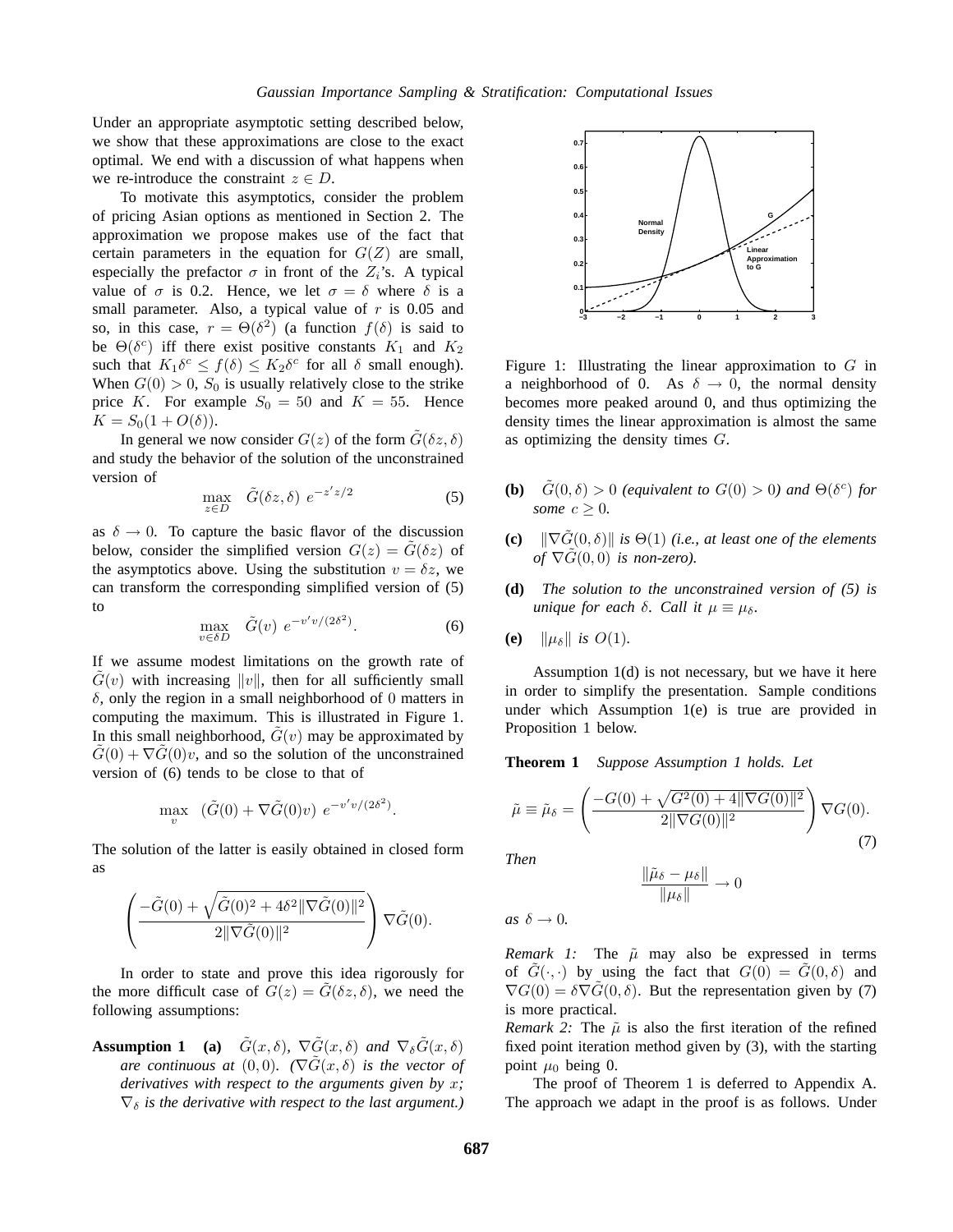Under an appropriate asymptotic setting described below, we show that these approximations are close to the exact optimal. We end with a discussion of what happens when we re-introduce the constraint $z \in D$.

To motivate this asymptotics, consider the problem of pricing Asian options as mentioned in Section 2. The approximation we propose makes use of the fact that certain parameters in the equation for $G(Z)$ are small, especially the prefactor $\sigma$ in front of the $Z_i$'s. A typical value of $\sigma$ is 0.2. Hence, we let $\sigma = \delta$ where $\delta$ is a small parameter. Also, a typical value of $r$ is 0.05 and so, in this case, $r = \Theta(\delta^2)$ (a function $f(\delta)$ is said to be $\Theta(\delta^c)$ iff there exist positive constants $K_1$ and $K_2$ such that $K_1\delta^c \le f(\delta) \le K_2\delta^c$ for all $\delta$ small enough). When $G(0) > 0$, $S_0$ is usually relatively close to the strike price $K$. For example $S_0 = 50$ and $K = 55$. Hence $K = S_0(1 + O(\delta))$.

In general we now consider $G(z)$ of the form $\tilde{G}(\delta z, \delta)$ and study the behavior of the solution of the unconstrained version of

$$\max_{z \in D} \quad \tilde{G}(\delta z, \delta)\ e^{-z'z/2} \tag{5}$$

as $\delta \to 0$. To capture the basic flavor of the discussion below, consider the simplified version $G(z) = \tilde{G}(\delta z)$ of the asymptotics above. Using the substitution $v = \delta z$, we can transform the corresponding simplified version of (5) to

$$\max_{v \in \delta D} \quad \tilde{G}(v)\ e^{-v'v/(2\delta^2)}. \tag{6}$$

If we assume modest limitations on the growth rate of $\tilde{G}(v)$ with increasing $\|v\|$, then for all sufficiently small $\delta$, only the region in a small neighborhood of 0 matters in computing the maximum. This is illustrated in Figure 1. In this small neighborhood, $\tilde{G}(v)$ may be approximated by $\tilde{G}(0) + \nabla\tilde{G}(0)v$, and so the solution of the unconstrained version of (6) tends to be close to that of

$$\max_{v} \quad (\tilde{G}(0) + \nabla\tilde{G}(0)v)\ e^{-v'v/(2\delta^2)}.$$

The solution of the latter is easily obtained in closed form as

$$\left( \frac{-\tilde{G}(0) + \sqrt{\tilde{G}(0)^2 + 4\delta^2\|\nabla\tilde{G}(0)\|^2}}{2\|\nabla\tilde{G}(0)\|^2} \right) \nabla\tilde{G}(0).$$

In order to state and prove this idea rigorously for the more difficult case of $G(z) = \tilde{G}(\delta z, \delta)$, we need the following assumptions:

Figure 1: Illustrating the linear approximation to $G$ in a neighborhood of 0. As $\delta \to 0$, the normal density becomes more peaked around 0, and thus optimizing the density times the linear approximation is almost the same as optimizing the density times $G$.

**Assumption 1** **(a)** *$\tilde{G}(x, \delta)$, $\nabla\tilde{G}(x, \delta)$ and $\nabla_\delta\tilde{G}(x, \delta)$ are continuous at $(0, 0)$. ($\nabla\tilde{G}(x, \delta)$ is the vector of derivatives with respect to the arguments given by $x$; $\nabla_\delta$ is the derivative with respect to the last argument.)*

**(b)** *$\tilde{G}(0, \delta) > 0$ (equivalent to $G(0) > 0$) and $\Theta(\delta^c)$ for some $c \ge 0$.*

**(c)** *$\|\nabla\tilde{G}(0, \delta)\|$ is $\Theta(1)$ (i.e., at least one of the elements of $\nabla\tilde{G}(0, 0)$ is non-zero).*

**(d)** *The solution to the unconstrained version of (5) is unique for each $\delta$. Call it $\mu \equiv \mu_\delta$.*

**(e)** *$\|\mu_\delta\|$ is $O(1)$.*

Assumption 1(d) is not necessary, but we have it here in order to simplify the presentation. Sample conditions under which Assumption 1(e) is true are provided in Proposition 1 below.

**Theorem 1** *Suppose Assumption 1 holds. Let*

$$\tilde{\mu} \equiv \tilde{\mu}_\delta = \left( \frac{-G(0) + \sqrt{G^2(0) + 4\|\nabla G(0)\|^2}}{2\|\nabla G(0)\|^2} \right) \nabla G(0). \tag{7}$$

*Then*

$$\frac{\|\tilde{\mu}_\delta - \mu_\delta\|}{\|\mu_\delta\|} \to 0$$

*as $\delta \to 0$.*

*Remark 1:* The $\tilde{\mu}$ may also be expressed in terms of $\tilde{G}(\cdot,\cdot)$ by using the fact that $G(0) = \tilde{G}(0, \delta)$ and $\nabla G(0) = \delta\nabla\tilde{G}(0, \delta)$. But the representation given by (7) is more practical.

*Remark 2:* The $\tilde{\mu}$ is also the first iteration of the refined fixed point iteration method given by (3), with the starting point $\mu_0$ being 0.

The proof of Theorem 1 is deferred to Appendix A. The approach we adapt in the proof is as follows. Under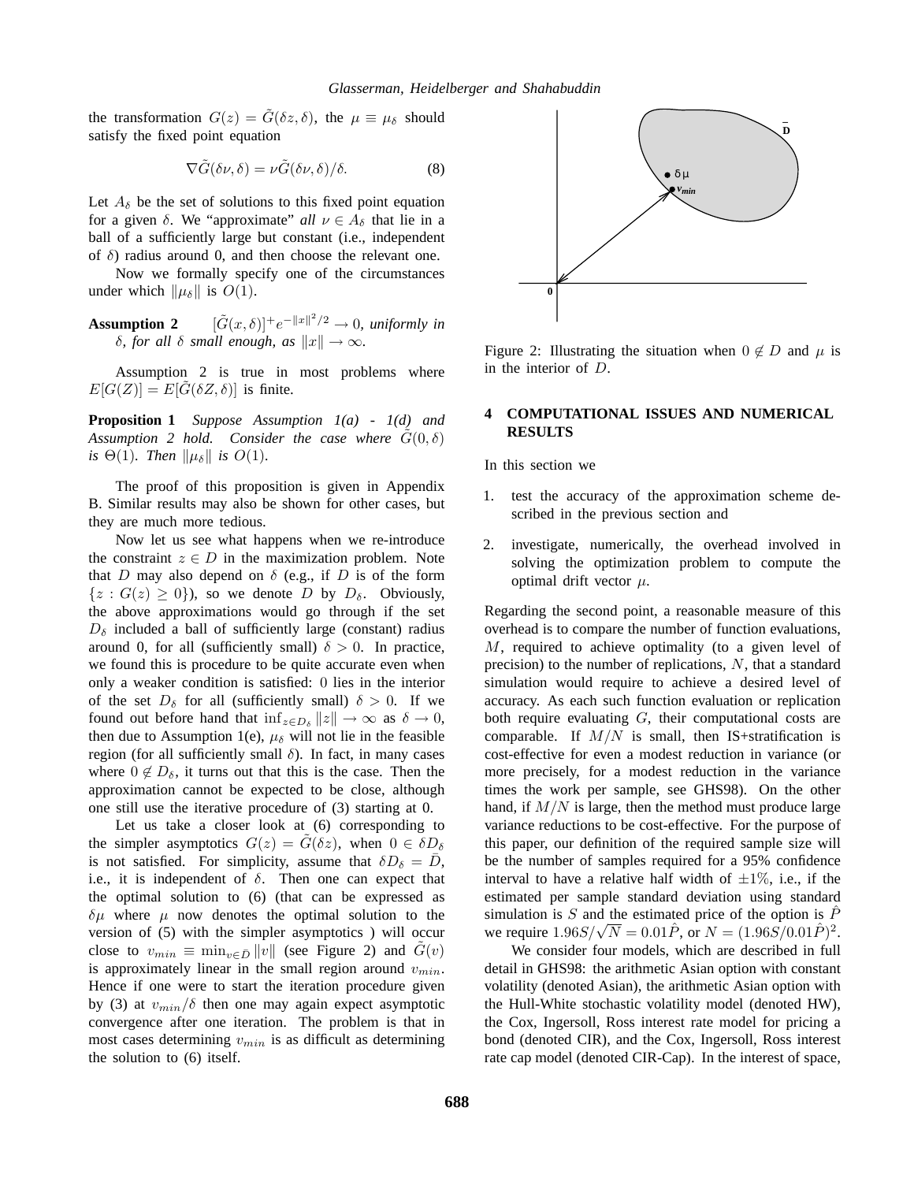the transformation $G(z) = \tilde{G}(\delta z, \delta)$, the $\mu \equiv \mu_\delta$ should satisfy the fixed point equation

$$\nabla \tilde{G}(\delta\nu, \delta) = \nu \tilde{G}(\delta\nu, \delta)/\delta. \tag{8}$$

Let $A_\delta$ be the set of solutions to this fixed point equation for a given $\delta$. We "approximate" *all* $\nu \in A_\delta$ that lie in a ball of a sufficiently large but constant (i.e., independent of $\delta$) radius around 0, and then choose the relevant one.

Now we formally specify one of the circumstances under which $\|\mu_\delta\|$ is $O(1)$.

**Assumption 2** $[\tilde{G}(x, \delta)]^+ e^{-\|x\|^2/2} \to 0$, *uniformly in $\delta$, for all $\delta$ small enough, as $\|x\| \to \infty$.*

Assumption 2 is true in most problems where $E[G(Z)] = E[\tilde{G}(\delta Z, \delta)]$ is finite.

**Proposition 1** *Suppose Assumption 1(a) - 1(d) and Assumption 2 hold. Consider the case where $\tilde{G}(0, \delta)$ is $\Theta(1)$. Then $\|\mu_\delta\|$ is $O(1)$.*

The proof of this proposition is given in Appendix B. Similar results may also be shown for other cases, but they are much more tedious.

Now let us see what happens when we re-introduce the constraint $z \in D$ in the maximization problem. Note that $D$ may also depend on $\delta$ (e.g., if $D$ is of the form $\{z : G(z) \geq 0\}$), so we denote $D$ by $D_\delta$. Obviously, the above approximations would go through if the set $D_\delta$ included a ball of sufficiently large (constant) radius around 0, for all (sufficiently small) $\delta > 0$. In practice, we found this is procedure to be quite accurate even when only a weaker condition is satisfied: 0 lies in the interior of the set $D_\delta$ for all (sufficiently small) $\delta > 0$. If we found out before hand that $\inf_{z \in D_\delta} \|z\| \to \infty$ as $\delta \to 0$, then due to Assumption 1(e), $\mu_\delta$ will not lie in the feasible region (for all sufficiently small $\delta$). In fact, in many cases where $0 \notin D_\delta$, it turns out that this is the case. Then the approximation cannot be expected to be close, although one still use the iterative procedure of (3) starting at 0.

Let us take a closer look at (6) corresponding to the simpler asymptotics $G(z) = \tilde{G}(\delta z)$, when $0 \in \delta D_\delta$ is not satisfied. For simplicity, assume that $\delta D_\delta = \bar{D}$, i.e., it is independent of $\delta$. Then one can expect that the optimal solution to (6) (that can be expressed as $\delta\mu$ where $\mu$ now denotes the optimal solution to the version of (5) with the simpler asymptotics ) will occur close to $v_{min} \equiv \min_{v \in \bar{D}} \|v\|$ (see Figure 2) and $\tilde{G}(v)$ is approximately linear in the small region around $v_{min}$. Hence if one were to start the iteration procedure given by (3) at $v_{min}/\delta$ then one may again expect asymptotic convergence after one iteration. The problem is that in most cases determining $v_{min}$ is as difficult as determining the solution to (6) itself.

Figure 2: Illustrating the situation when $0 \notin D$ and $\mu$ is in the interior of $D$.

## 4 COMPUTATIONAL ISSUES AND NUMERICAL RESULTS

In this section we

1. test the accuracy of the approximation scheme described in the previous section and
2. investigate, numerically, the overhead involved in solving the optimization problem to compute the optimal drift vector $\mu$.

Regarding the second point, a reasonable measure of this overhead is to compare the number of function evaluations, $M$, required to achieve optimality (to a given level of precision) to the number of replications, $N$, that a standard simulation would require to achieve a desired level of accuracy. As each such function evaluation or replication both require evaluating $G$, their computational costs are comparable. If $M/N$ is small, then IS+stratification is cost-effective for even a modest reduction in variance (or more precisely, for a modest reduction in the variance times the work per sample, see GHS98). On the other hand, if $M/N$ is large, then the method must produce large variance reductions to be cost-effective. For the purpose of this paper, our definition of the required sample size will be the number of samples required for a 95% confidence interval to have a relative half width of $\pm 1\%$, i.e., if the estimated per sample standard deviation using standard simulation is $S$ and the estimated price of the option is $\hat{P}$ we require $1.96S/\sqrt{N} = 0.01\hat{P}$, or $N = (1.96S/0.01\hat{P})^2$.

We consider four models, which are described in full detail in GHS98: the arithmetic Asian option with constant volatility (denoted Asian), the arithmetic Asian option with the Hull-White stochastic volatility model (denoted HW), the Cox, Ingersoll, Ross interest rate model for pricing a bond (denoted CIR), and the Cox, Ingersoll, Ross interest rate cap model (denoted CIR-Cap). In the interest of space,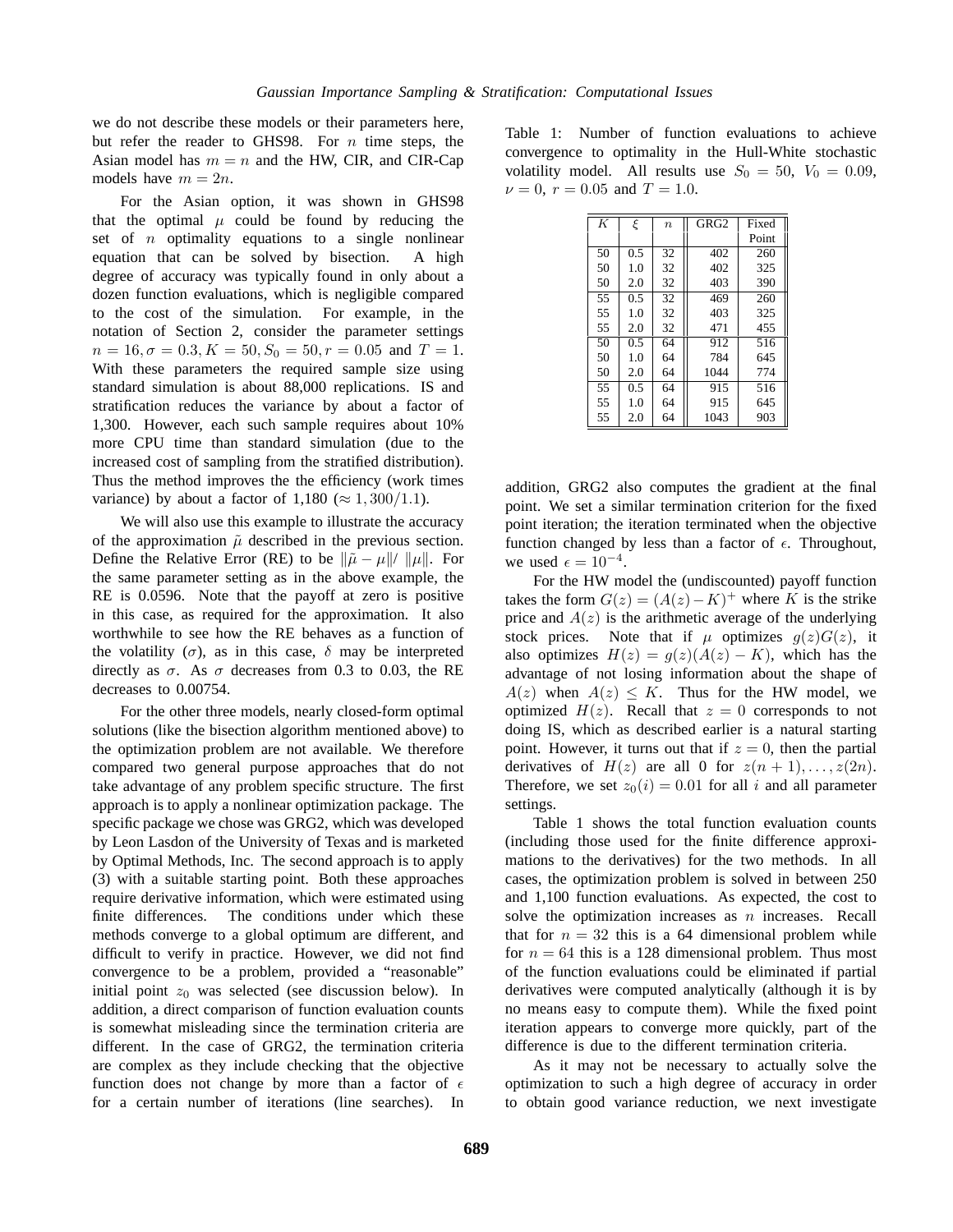we do not describe these models or their parameters here, but refer the reader to GHS98. For $n$ time steps, the Asian model has $m = n$ and the HW, CIR, and CIR-Cap models have $m = 2n$.

For the Asian option, it was shown in GHS98 that the optimal $\mu$ could be found by reducing the set of $n$ optimality equations to a single nonlinear equation that can be solved by bisection. A high degree of accuracy was typically found in only about a dozen function evaluations, which is negligible compared to the cost of the simulation. For example, in the notation of Section 2, consider the parameter settings $n = 16, \sigma = 0.3, K = 50, S_0 = 50, r = 0.05$ and $T = 1$. With these parameters the required sample size using standard simulation is about 88,000 replications. IS and stratification reduces the variance by about a factor of 1,300. However, each such sample requires about 10% more CPU time than standard simulation (due to the increased cost of sampling from the stratified distribution). Thus the method improves the the efficiency (work times variance) by about a factor of 1,180 ($\approx 1,300/1.1$).

We will also use this example to illustrate the accuracy of the approximation $\tilde{\mu}$ described in the previous section. Define the Relative Error (RE) to be $\|\tilde{\mu} - \mu\|/\ \|\mu\|$. For the same parameter setting as in the above example, the RE is 0.0596. Note that the payoff at zero is positive in this case, as required for the approximation. It also worthwhile to see how the RE behaves as a function of the volatility ($\sigma$), as in this case, $\delta$ may be interpreted directly as $\sigma$. As $\sigma$ decreases from 0.3 to 0.03, the RE decreases to 0.00754.

For the other three models, nearly closed-form optimal solutions (like the bisection algorithm mentioned above) to the optimization problem are not available. We therefore compared two general purpose approaches that do not take advantage of any problem specific structure. The first approach is to apply a nonlinear optimization package. The specific package we chose was GRG2, which was developed by Leon Lasdon of the University of Texas and is marketed by Optimal Methods, Inc. The second approach is to apply (3) with a suitable starting point. Both these approaches require derivative information, which were estimated using finite differences. The conditions under which these methods converge to a global optimum are different, and difficult to verify in practice. However, we did not find convergence to be a problem, provided a "reasonable" initial point $z_0$ was selected (see discussion below). In addition, a direct comparison of function evaluation counts is somewhat misleading since the termination criteria are different. In the case of GRG2, the termination criteria are complex as they include checking that the objective function does not change by more than a factor of $\epsilon$ for a certain number of iterations (line searches). In addition, GRG2 also computes the gradient at the final point. We set a similar termination criterion for the fixed point iteration; the iteration terminated when the objective function changed by less than a factor of $\epsilon$. Throughout, we used $\epsilon = 10^{-4}$.

Table 1: Number of function evaluations to achieve convergence to optimality in the Hull-White stochastic volatility model. All results use $S_0 = 50$, $V_0 = 0.09$, $\nu = 0$, $r = 0.05$ and $T = 1.0$.

| $K$ | $\xi$ | $n$ | GRG2 | Fixed Point |
|---|---|---|---|---|
| 50 | 0.5 | 32 | 402 | 260 |
| 50 | 1.0 | 32 | 402 | 325 |
| 50 | 2.0 | 32 | 403 | 390 |
| 55 | 0.5 | 32 | 469 | 260 |
| 55 | 1.0 | 32 | 403 | 325 |
| 55 | 2.0 | 32 | 471 | 455 |
| 50 | 0.5 | 64 | 912 | 516 |
| 50 | 1.0 | 64 | 784 | 645 |
| 50 | 2.0 | 64 | 1044 | 774 |
| 55 | 0.5 | 64 | 915 | 516 |
| 55 | 1.0 | 64 | 915 | 645 |
| 55 | 2.0 | 64 | 1043 | 903 |

For the HW model the (undiscounted) payoff function takes the form $G(z) = (A(z) - K)^+$ where $K$ is the strike price and $A(z)$ is the arithmetic average of the underlying stock prices. Note that if $\mu$ optimizes $g(z)G(z)$, it also optimizes $H(z) = g(z)(A(z) - K)$, which has the advantage of not losing information about the shape of $A(z)$ when $A(z) \leq K$. Thus for the HW model, we optimized $H(z)$. Recall that $z = 0$ corresponds to not doing IS, which as described earlier is a natural starting point. However, it turns out that if $z = 0$, then the partial derivatives of $H(z)$ are all 0 for $z(n+1), \ldots, z(2n)$. Therefore, we set $z_0(i) = 0.01$ for all $i$ and all parameter settings.

Table 1 shows the total function evaluation counts (including those used for the finite difference approximations to the derivatives) for the two methods. In all cases, the optimization problem is solved in between 250 and 1,100 function evaluations. As expected, the cost to solve the optimization increases as $n$ increases. Recall that for $n = 32$ this is a 64 dimensional problem while for $n = 64$ this is a 128 dimensional problem. Thus most of the function evaluations could be eliminated if partial derivatives were computed analytically (although it is by no means easy to compute them). While the fixed point iteration appears to converge more quickly, part of the difference is due to the different termination criteria.

As it may not be necessary to actually solve the optimization to such a high degree of accuracy in order to obtain good variance reduction, we next investigate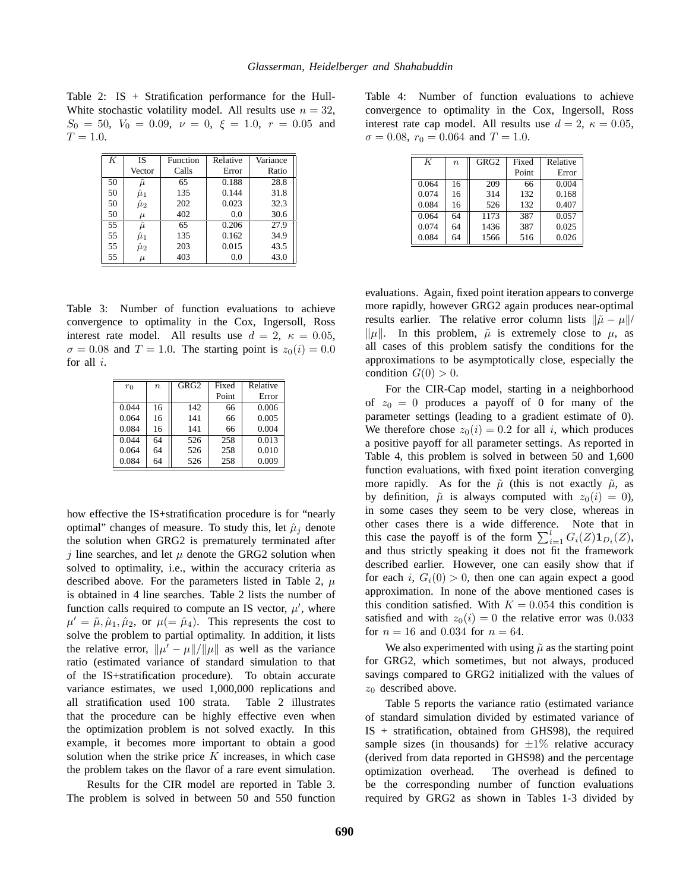Table 2: IS + Stratification performance for the Hull-White stochastic volatility model. All results use $n = 32$, $S_0 = 50$, $V_0 = 0.09$, $\nu = 0$, $\xi = 1.0$, $r = 0.05$ and $T = 1.0$.

| $K$ | IS Vector | Function Calls | Relative Error | Variance Ratio |
|---|---|---|---|---|
| 50 | $\tilde{\mu}$ | 65 | 0.188 | 28.8 |
| 50 | $\hat{\mu}_1$ | 135 | 0.144 | 31.8 |
| 50 | $\hat{\mu}_2$ | 202 | 0.023 | 32.3 |
| 50 | $\mu$ | 402 | 0.0 | 30.6 |
| 55 | $\tilde{\mu}$ | 65 | 0.206 | 27.9 |
| 55 | $\hat{\mu}_1$ | 135 | 0.162 | 34.9 |
| 55 | $\hat{\mu}_2$ | 203 | 0.015 | 43.5 |
| 55 | $\mu$ | 403 | 0.0 | 43.0 |

Table 3: Number of function evaluations to achieve convergence to optimality in the Cox, Ingersoll, Ross interest rate model. All results use $d = 2$, $\kappa = 0.05$, $\sigma = 0.08$ and $T = 1.0$. The starting point is $z_0(i) = 0.0$ for all $i$.

| $r_0$ | $n$ | GRG2 | Fixed Point | Relative Error |
|---|---|---|---|---|
| 0.044 | 16 | 142 | 66 | 0.006 |
| 0.064 | 16 | 141 | 66 | 0.005 |
| 0.084 | 16 | 141 | 66 | 0.004 |
| 0.044 | 64 | 526 | 258 | 0.013 |
| 0.064 | 64 | 526 | 258 | 0.010 |
| 0.084 | 64 | 526 | 258 | 0.009 |

how effective the IS+stratification procedure is for "nearly optimal" changes of measure. To study this, let $\hat{\mu}_j$ denote the solution when GRG2 is prematurely terminated after $j$ line searches, and let $\mu$ denote the GRG2 solution when solved to optimality, i.e., within the accuracy criteria as described above. For the parameters listed in Table 2, $\mu$ is obtained in 4 line searches. Table 2 lists the number of function calls required to compute an IS vector, $\mu'$, where $\mu' = \tilde{\mu}, \hat{\mu}_1, \hat{\mu}_2$, or $\mu(= \hat{\mu}_4)$. This represents the cost to solve the problem to partial optimality. In addition, it lists the relative error, $\|\mu' - \mu\|/\|\mu\|$ as well as the variance ratio (estimated variance of standard simulation to that of the IS+stratification procedure). To obtain accurate variance estimates, we used 1,000,000 replications and all stratification used 100 strata. Table 2 illustrates that the procedure can be highly effective even when the optimization problem is not solved exactly. In this example, it becomes more important to obtain a good solution when the strike price $K$ increases, in which case the problem takes on the flavor of a rare event simulation.

Results for the CIR model are reported in Table 3. The problem is solved in between 50 and 550 function

Table 4: Number of function evaluations to achieve convergence to optimality in the Cox, Ingersoll, Ross interest rate cap model. All results use $d = 2$, $\kappa = 0.05$, $\sigma = 0.08$, $r_0 = 0.064$ and $T = 1.0$.

| $K$ | $n$ | GRG2 | Fixed Point | Relative Error |
|---|---|---|---|---|
| 0.064 | 16 | 209 | 66 | 0.004 |
| 0.074 | 16 | 314 | 132 | 0.168 |
| 0.084 | 16 | 526 | 132 | 0.407 |
| 0.064 | 64 | 1173 | 387 | 0.057 |
| 0.074 | 64 | 1436 | 387 | 0.025 |
| 0.084 | 64 | 1566 | 516 | 0.026 |

evaluations. Again, fixed point iteration appears to converge more rapidly, however GRG2 again produces near-optimal results earlier. The relative error column lists $\|\tilde{\mu} - \mu\|/\|\mu\|$. In this problem, $\tilde{\mu}$ is extremely close to $\mu$, as all cases of this problem satisfy the conditions for the approximations to be asymptotically close, especially the condition $G(0) > 0$.

For the CIR-Cap model, starting in a neighborhood of $z_0 = 0$ produces a payoff of 0 for many of the parameter settings (leading to a gradient estimate of 0). We therefore chose $z_0(i) = 0.2$ for all $i$, which produces a positive payoff for all parameter settings. As reported in Table 4, this problem is solved in between 50 and 1,600 function evaluations, with fixed point iteration converging more rapidly. As for the $\tilde{\mu}$ (this is not exactly $\tilde{\mu}$, as by definition, $\tilde{\mu}$ is always computed with $z_0(i) = 0$), in some cases they seem to be very close, whereas in other cases there is a wide difference. Note that in this case the payoff is of the form $\sum_{i=1}^{l} G_i(Z)\mathbf{1}_{D_i}(Z)$, and thus strictly speaking it does not fit the framework described earlier. However, one can easily show that if for each $i$, $G_i(0) > 0$, then one can again expect a good approximation. In none of the above mentioned cases is this condition satisfied. With $K = 0.054$ this condition is satisfied and with $z_0(i) = 0$ the relative error was $0.033$ for $n = 16$ and $0.034$ for $n = 64$.

We also experimented with using $\tilde{\mu}$ as the starting point for GRG2, which sometimes, but not always, produced savings compared to GRG2 initialized with the values of $z_0$ described above.

Table 5 reports the variance ratio (estimated variance of standard simulation divided by estimated variance of IS + stratification, obtained from GHS98), the required sample sizes (in thousands) for $\pm 1\%$ relative accuracy (derived from data reported in GHS98) and the percentage optimization overhead. The overhead is defined to be the corresponding number of function evaluations required by GRG2 as shown in Tables 1-3 divided by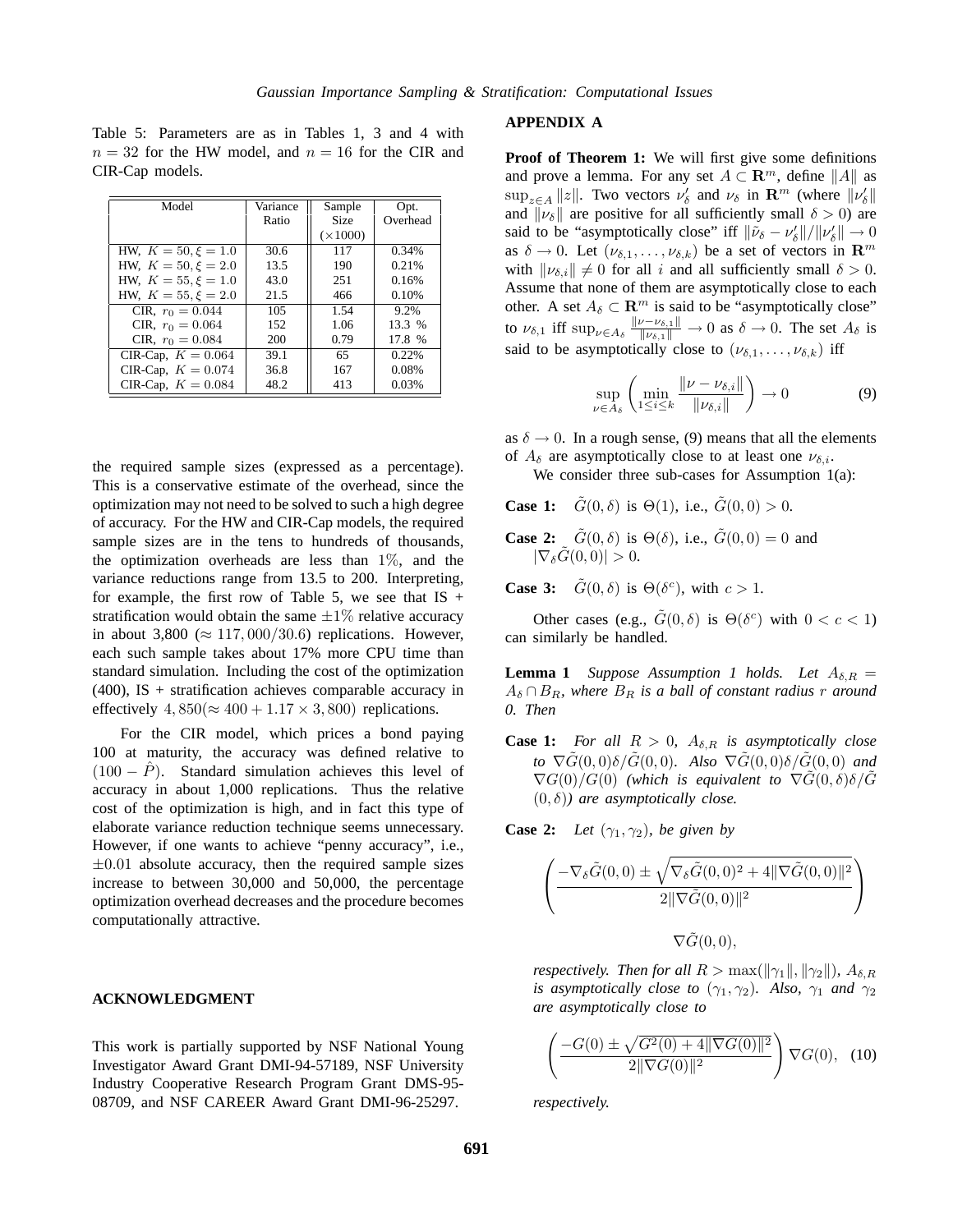Table 5: Parameters are as in Tables 1, 3 and 4 with $n = 32$ for the HW model, and $n = 16$ for the CIR and CIR-Cap models.

| Model | Variance Ratio | Sample Size ($\times 1000$) | Opt. Overhead |
|---|---|---|---|
| HW, $K = 50, \xi = 1.0$ | 30.6 | 117 | 0.34% |
| HW, $K = 50, \xi = 2.0$ | 13.5 | 190 | 0.21% |
| HW, $K = 55, \xi = 1.0$ | 43.0 | 251 | 0.16% |
| HW, $K = 55, \xi = 2.0$ | 21.5 | 466 | 0.10% |
| CIR, $r_0 = 0.044$ | 105 | 1.54 | 9.2% |
| CIR, $r_0 = 0.064$ | 152 | 1.06 | 13.3 % |
| CIR, $r_0 = 0.084$ | 200 | 0.79 | 17.8 % |
| CIR-Cap, $K = 0.064$ | 39.1 | 65 | 0.22% |
| CIR-Cap, $K = 0.074$ | 36.8 | 167 | 0.08% |
| CIR-Cap, $K = 0.084$ | 48.2 | 413 | 0.03% |

the required sample sizes (expressed as a percentage). This is a conservative estimate of the overhead, since the optimization may not need to be solved to such a high degree of accuracy. For the HW and CIR-Cap models, the required sample sizes are in the tens to hundreds of thousands, the optimization overheads are less than $1\%$, and the variance reductions range from 13.5 to 200. Interpreting, for example, the first row of Table 5, we see that IS + stratification would obtain the same $\pm 1\%$ relative accuracy in about 3,800 ($\approx 117,000/30.6$) replications. However, each such sample takes about 17% more CPU time than standard simulation. Including the cost of the optimization (400), IS + stratification achieves comparable accuracy in effectively $4,850 (\approx 400 + 1.17 \times 3,800)$ replications.

For the CIR model, which prices a bond paying 100 at maturity, the accuracy was defined relative to $(100 - \hat{P})$. Standard simulation achieves this level of accuracy in about 1,000 replications. Thus the relative cost of the optimization is high, and in fact this type of elaborate variance reduction technique seems unnecessary. However, if one wants to achieve "penny accuracy", i.e., $\pm 0.01$ absolute accuracy, then the required sample sizes increase to between 30,000 and 50,000, the percentage optimization overhead decreases and the procedure becomes computationally attractive.

## ACKNOWLEDGMENT

This work is partially supported by NSF National Young Investigator Award Grant DMI-94-57189, NSF University Industry Cooperative Research Program Grant DMS-95-08709, and NSF CAREER Award Grant DMI-96-25297.

## APPENDIX A

**Proof of Theorem 1:** We will first give some definitions and prove a lemma. For any set $A \subset \mathbf{R}^m$, define $\|A\|$ as $\sup_{z \in A} \|z\|$. Two vectors $\nu'_\delta$ and $\nu_\delta$ in $\mathbf{R}^m$ (where $\|\nu'_\delta\|$ and $\|\nu_\delta\|$ are positive for all sufficiently small $\delta > 0$) are said to be "asymptotically close" iff $\|\tilde{\nu}_\delta - \nu'_\delta\|/\|\nu'_\delta\| \to 0$ as $\delta \to 0$. Let $(\nu_{\delta,1}, \ldots, \nu_{\delta,k})$ be a set of vectors in $\mathbf{R}^m$ with $\|\nu_{\delta,i}\| \neq 0$ for all $i$ and all sufficiently small $\delta > 0$. Assume that none of them are asymptotically close to each other. A set $A_\delta \subset \mathbf{R}^m$ is said to be "asymptotically close" to $\nu_{\delta,1}$ iff $\sup_{\nu \in A_\delta} \frac{\|\nu - \nu_{\delta,1}\|}{\|\nu_{\delta,1}\|} \to 0$ as $\delta \to 0$. The set $A_\delta$ is said to be asymptotically close to $(\nu_{\delta,1}, \ldots, \nu_{\delta,k})$ iff

$$\sup_{\nu \in A_\delta} \left( \min_{1 \le i \le k} \frac{\|\nu - \nu_{\delta,i}\|}{\|\nu_{\delta,i}\|} \right) \to 0 \tag{9}$$

as $\delta \to 0$. In a rough sense, (9) means that all the elements of $A_\delta$ are asymptotically close to at least one $\nu_{\delta,i}$.

We consider three sub-cases for Assumption 1(a):

**Case 1:** $\tilde{G}(0, \delta)$ is $\Theta(1)$, i.e., $\tilde{G}(0, 0) > 0$.

**Case 2:** $\tilde{G}(0, \delta)$ is $\Theta(\delta)$, i.e., $\tilde{G}(0, 0) = 0$ and $|\nabla_\delta \tilde{G}(0, 0)| > 0$.

**Case 3:** $\tilde{G}(0, \delta)$ is $\Theta(\delta^c)$, with $c > 1$.

Other cases (e.g., $\tilde{G}(0, \delta)$ is $\Theta(\delta^c)$ with $0 < c < 1$) can similarly be handled.

**Lemma 1** *Suppose Assumption 1 holds. Let $A_{\delta,R} = A_\delta \cap B_R$, where $B_R$ is a ball of constant radius $r$ around 0. Then*

**Case 1:** *For all $R > 0$, $A_{\delta,R}$ is asymptotically close to $\nabla \tilde{G}(0, 0)\delta/\tilde{G}(0, 0)$. Also $\nabla \tilde{G}(0, 0)\delta/\tilde{G}(0, 0)$ and $\nabla G(0)/G(0)$ (which is equivalent to $\nabla \tilde{G}(0, \delta)\delta/\tilde{G}(0, \delta)$) are asymptotically close.*

**Case 2:** *Let $(\gamma_1, \gamma_2)$, be given by*

$$\left( \frac{-\nabla_\delta \tilde{G}(0, 0) \pm \sqrt{\nabla_\delta \tilde{G}(0, 0)^2 + 4\|\nabla \tilde{G}(0, 0)\|^2}}{2\|\nabla \tilde{G}(0, 0)\|^2} \right)$$

$$\nabla \tilde{G}(0, 0),$$

*respectively. Then for all $R > \max(\|\gamma_1\|, \|\gamma_2\|)$, $A_{\delta,R}$ is asymptotically close to $(\gamma_1, \gamma_2)$. Also, $\gamma_1$ and $\gamma_2$ are asymptotically close to*

$$\left( \frac{-G(0) \pm \sqrt{G^2(0) + 4\|\nabla G(0)\|^2}}{2\|\nabla G(0)\|^2} \right) \nabla G(0), \tag{10}$$

*respectively.*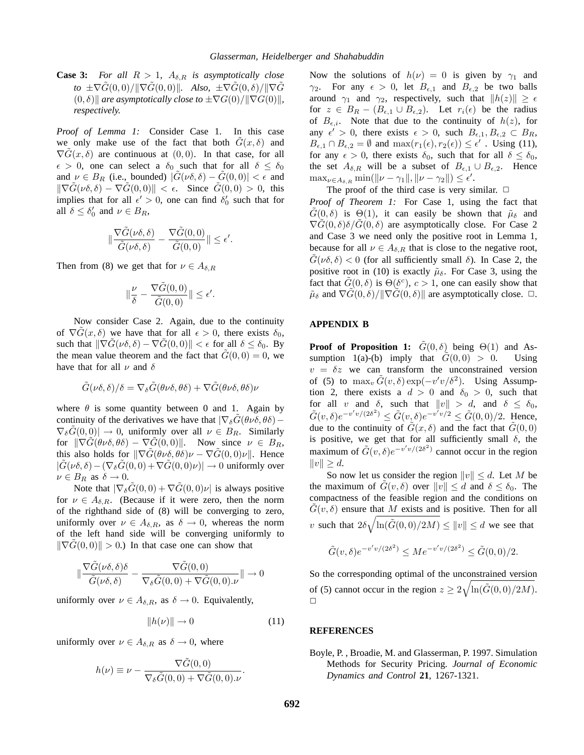**Case 3:** *For all $R > 1$, $A_{\delta,R}$ is asymptotically close to $\pm\nabla\tilde{G}(0,0)/\|\nabla\tilde{G}(0,0)\|$. Also, $\pm\nabla\tilde{G}(0,\delta)/\|\nabla\tilde{G}(0,\delta)\|$ are asymptotically close to $\pm\nabla G(0)/\|\nabla G(0)\|$, respectively.*

*Proof of Lemma 1:* Consider Case 1. In this case we only make use of the fact that both $\tilde{G}(x,\delta)$ and $\nabla\tilde{G}(x,\delta)$ are continuous at $(0,0)$. In that case, for all $\epsilon > 0$, one can select a $\delta_0$ such that for all $\delta \le \delta_0$ and $\nu \in B_R$ (i.e., bounded) $|\tilde{G}(\nu\delta,\delta) - \tilde{G}(0,0)| < \epsilon$ and $\|\nabla\tilde{G}(\nu\delta,\delta) - \nabla\tilde{G}(0,0)\| < \epsilon$. Since $\tilde{G}(0,0) > 0$, this implies that for all $\epsilon' > 0$, one can find $\delta_0'$ such that for all $\delta \le \delta_0'$ and $\nu \in B_R$,

$$\|\frac{\nabla\tilde{G}(\nu\delta,\delta)}{\tilde{G}(\nu\delta,\delta)} - \frac{\nabla\tilde{G}(0,0)}{\tilde{G}(0,0)}\| \le \epsilon'.$$

Then from (8) we get that for $\nu \in A_{\delta,R}$

$$\|\frac{\nu}{\delta} - \frac{\nabla\tilde{G}(0,0)}{\tilde{G}(0,0)}\| \le \epsilon'.$$

Now consider Case 2. Again, due to the continuity of $\nabla\tilde{G}(x,\delta)$ we have that for all $\epsilon > 0$, there exists $\delta_0$, such that $\|\nabla\tilde{G}(\nu\delta,\delta) - \nabla\tilde{G}(0,0)\| < \epsilon$ for all $\delta \le \delta_0$. By the mean value theorem and the fact that $\tilde{G}(0,0) = 0$, we have that for all $\nu$ and $\delta$

$$\tilde{G}(\nu\delta,\delta)/\delta = \nabla_\delta\tilde{G}(\theta\nu\delta,\theta\delta) + \nabla\tilde{G}(\theta\nu\delta,\theta\delta)\nu$$

where $\theta$ is some quantity between 0 and 1. Again by continuity of the derivatives we have that $|\nabla_\delta\tilde{G}(\theta\nu\delta,\theta\delta) - \nabla_\delta\tilde{G}(0,0)| \to 0$, uniformly over all $\nu \in B_R$. Similarly for $\|\nabla\tilde{G}(\theta\nu\delta,\theta\delta) - \nabla\tilde{G}(0,0)\|$. Now since $\nu \in B_R$, this also holds for $\|\nabla\tilde{G}(\theta\nu\delta,\theta\delta)\nu - \nabla\tilde{G}(0,0)\nu\|$. Hence $|\tilde{G}(\nu\delta,\delta) - (\nabla_\delta\tilde{G}(0,0) + \nabla\tilde{G}(0,0)\nu)| \to 0$ uniformly over $\nu \in B_R$ as $\delta \to 0$.

Note that $|\nabla_\delta\tilde{G}(0,0) + \nabla\tilde{G}(0,0)\nu|$ is always positive for $\nu \in A_{\delta,R}$. (Because if it were zero, then the norm of the righthand side of (8) will be converging to zero, uniformly over $\nu \in A_{\delta,R}$, as $\delta \to 0$, whereas the norm of the left hand side will be converging uniformly to $\|\nabla\tilde{G}(0,0)\| > 0$.) In that case one can show that

$$\|\frac{\nabla\tilde{G}(\nu\delta,\delta)\delta}{\tilde{G}(\nu\delta,\delta)} - \frac{\nabla\tilde{G}(0,0)}{\nabla_\delta\tilde{G}(0,0) + \nabla\tilde{G}(0,0).\nu}\| \to 0$$

uniformly over $\nu \in A_{\delta,R}$, as $\delta \to 0$. Equivalently,

$$\|h(\nu)\| \to 0 \tag{11}$$

uniformly over $\nu \in A_{\delta,R}$ as $\delta \to 0$, where

$$h(\nu) \equiv \nu - \frac{\nabla\tilde{G}(0,0)}{\nabla_\delta\tilde{G}(0,0) + \nabla\tilde{G}(0,0).\nu}.$$

Now the solutions of $h(\nu) = 0$ is given by $\gamma_1$ and $\gamma_2$. For any $\epsilon > 0$, let $B_{\epsilon,1}$ and $B_{\epsilon,2}$ be two balls around $\gamma_1$ and $\gamma_2$, respectively, such that $\|h(z)\| \ge \epsilon$ for $z \in B_R - (B_{\epsilon,1} \cup B_{\epsilon,2})$. Let $r_i(\epsilon)$ be the radius of $B_{\epsilon,i}$. Note that due to the continuity of $h(z)$, for any $\epsilon' > 0$, there exists $\epsilon > 0$, such $B_{\epsilon,1}, B_{\epsilon,2} \subset B_R$, $B_{\epsilon,1} \cap B_{\epsilon,2} = \emptyset$ and $\max(r_1(\epsilon), r_2(\epsilon)) \le \epsilon'$ . Using (11), for any $\epsilon > 0$, there exists $\delta_0$, such that for all $\delta \le \delta_0$, the set $A_{\delta,R}$ will be a subset of $B_{\epsilon,1} \cup B_{\epsilon,2}$. Hence $\max_{\nu \in A_{\delta,R}} \min(\|\nu - \gamma_1\|, \|\nu - \gamma_2\|) \le \epsilon'$.

The proof of the third case is very similar. $\Box$

*Proof of Theorem 1:* For Case 1, using the fact that $\tilde{G}(0,\delta)$ is $\Theta(1)$, it can easily be shown that $\tilde{\mu}_\delta$ and $\nabla\tilde{G}(0,\delta)\delta/\tilde{G}(0,\delta)$ are asymptotically close. For Case 2 and Case 3 we need only the positive root in Lemma 1, because for all $\nu \in A_{\delta,R}$ that is close to the negative root, $\tilde{G}(\nu\delta,\delta) < 0$ (for all sufficiently small $\delta$). In Case 2, the positive root in (10) is exactly $\tilde{\mu}_\delta$. For Case 3, using the fact that $\tilde{G}(0,\delta)$ is $\Theta(\delta^c)$, $c > 1$, one can easily show that $\tilde{\mu}_\delta$ and $\nabla\tilde{G}(0,\delta)/\|\nabla\tilde{G}(0,\delta)\|$ are asymptotically close. $\Box$.

## APPENDIX B

**Proof of Proposition 1:** $\tilde{G}(0,\delta)$ being $\Theta(1)$ and Assumption 1(a)-(b) imply that $\tilde{G}(0,0) > 0$. Using $v = \delta z$ we can transform the unconstrained version of (5) to $\max_v \tilde{G}(v,\delta)\exp(-v'v/\delta^2)$. Using Assumption 2, there exists a $d > 0$ and $\delta_0 > 0$, such that for all $v$ and $\delta$, such that $\|v\| > d$, and $\delta \le \delta_0$, $\tilde{G}(v,\delta)e^{-v'v/(2\delta^2)} \le \tilde{G}(v,\delta)e^{-v'v/2} \le \tilde{G}(0,0)/2$. Hence, due to the continuity of $\tilde{G}(x,\delta)$ and the fact that $\tilde{G}(0,0)$ is positive, we get that for all sufficiently small $\delta$, the maximum of $\tilde{G}(v,\delta)e^{-v'v/(2\delta^2)}$ cannot occur in the region $\|v\| \ge d$.

So now let us consider the region $\|v\| \le d$. Let $M$ be the maximum of $\tilde{G}(v,\delta)$ over $\|v\| \le d$ and $\delta \le \delta_0$. The compactness of the feasible region and the conditions on $\tilde{G}(v,\delta)$ ensure that $M$ exists and is positive. Then for all $v$ such that $2\delta\sqrt{\ln(\tilde{G}(0,0)/2M)} \le \|v\| \le d$ we see that

$$\tilde{G}(v,\delta)e^{-v'v/(2\delta^2)} \le Me^{-v'v/(2\delta^2)} \le \tilde{G}(0,0)/2.$$

So the corresponding optimal of the unconstrained version of (5) cannot occur in the region $z \ge 2\sqrt{\ln(\tilde{G}(0,0)/2M)}$. $\Box$

## REFERENCES

Boyle, P. , Broadie, M. and Glasserman, P. 1997. Simulation Methods for Security Pricing. *Journal of Economic Dynamics and Control* **21**, 1267-1321.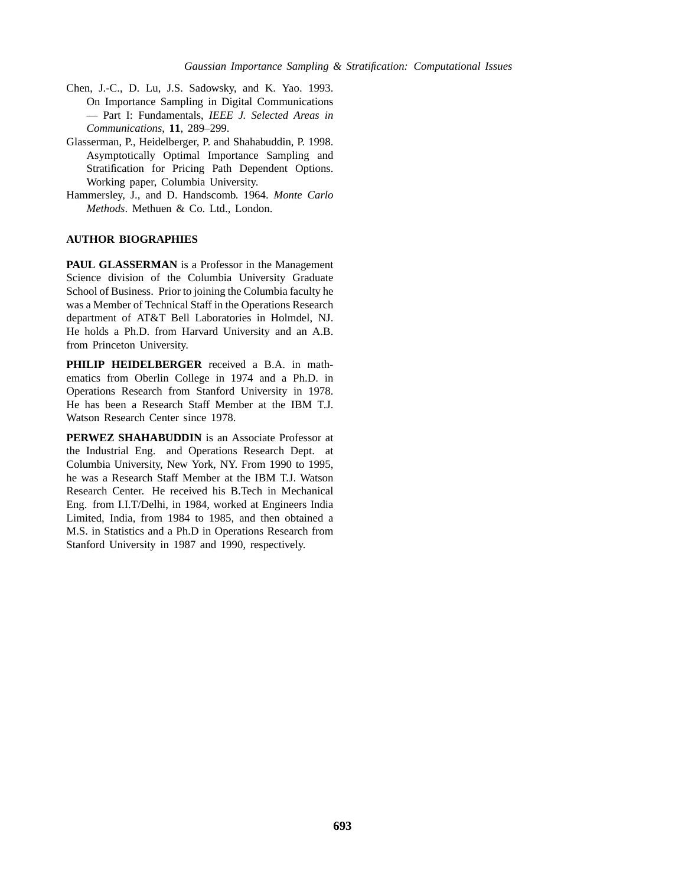Chen, J.-C., D. Lu, J.S. Sadowsky, and K. Yao. 1993. On Importance Sampling in Digital Communications — Part I: Fundamentals, *IEEE J. Selected Areas in Communications*, **11**, 289–299.

Glasserman, P., Heidelberger, P. and Shahabuddin, P. 1998. Asymptotically Optimal Importance Sampling and Stratification for Pricing Path Dependent Options. Working paper, Columbia University.

Hammersley, J., and D. Handscomb. 1964. *Monte Carlo Methods*. Methuen & Co. Ltd., London.

## AUTHOR BIOGRAPHIES

**PAUL GLASSERMAN** is a Professor in the Management Science division of the Columbia University Graduate School of Business. Prior to joining the Columbia faculty he was a Member of Technical Staff in the Operations Research department of AT&T Bell Laboratories in Holmdel, NJ. He holds a Ph.D. from Harvard University and an A.B. from Princeton University.

**PHILIP HEIDELBERGER** received a B.A. in mathematics from Oberlin College in 1974 and a Ph.D. in Operations Research from Stanford University in 1978. He has been a Research Staff Member at the IBM T.J. Watson Research Center since 1978.

**PERWEZ SHAHABUDDIN** is an Associate Professor at the Industrial Eng. and Operations Research Dept. at Columbia University, New York, NY. From 1990 to 1995, he was a Research Staff Member at the IBM T.J. Watson Research Center. He received his B.Tech in Mechanical Eng. from I.I.T/Delhi, in 1984, worked at Engineers India Limited, India, from 1984 to 1985, and then obtained a M.S. in Statistics and a Ph.D in Operations Research from Stanford University in 1987 and 1990, respectively.